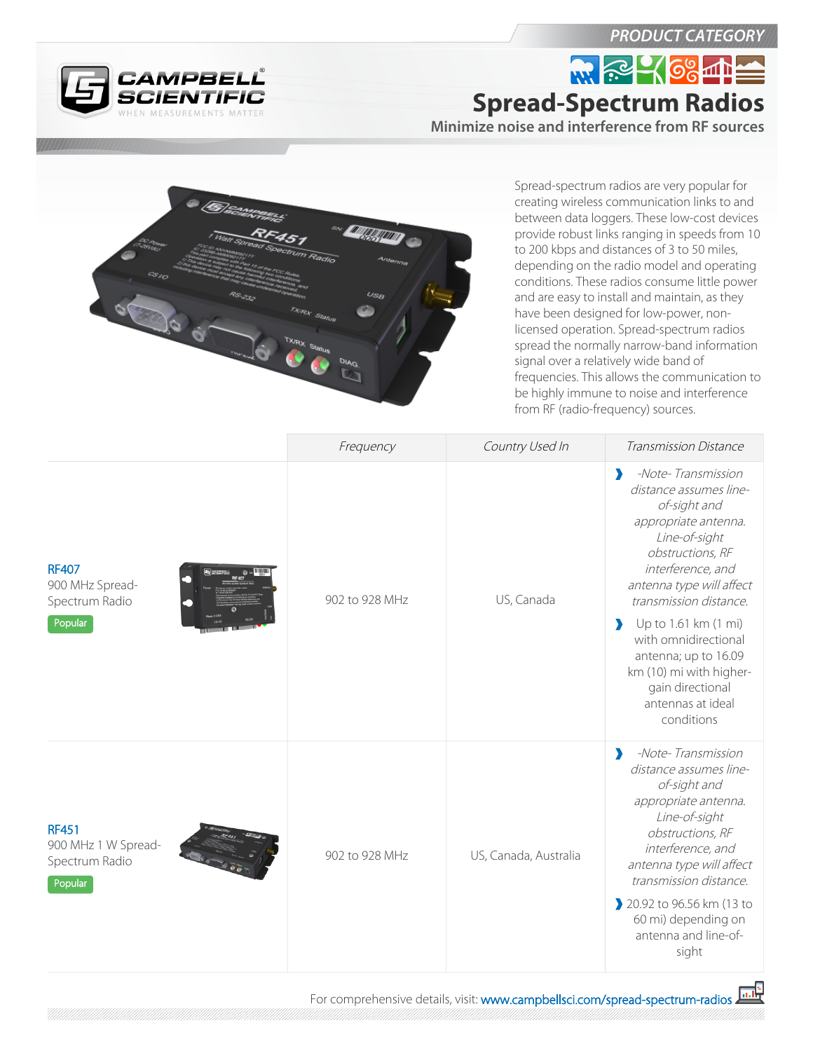PRODUCT CATEGORY

# Spread-Spectrum Radios

## Minimize noise and interference from RF sources

Spread-spectrum radios are very popular for creating wireless communication links to and between data loggers. These low-cost devices provide robust links ranging in speeds from 10 to 200 kbps and distances of 3 to 50 miles, depending on the radio model and operating conditions. These radios consume little power and are easy to install and maintain, as they have been designed for low-power, non-licensed operation. Spread-spectrum radios spread the normally narrow-band information signal over a relatively wide band of frequencies. This allows the communication to be highly immune to noise and interference from RF (radio-frequency) sources.

| | Frequency | Country Used In | Transmission Distance |
|---|---|---|---|
| **RF407** 900 MHz Spread-Spectrum Radio Popular | 902 to 928 MHz | US, Canada | *-Note- Transmission distance assumes line-of-sight and appropriate antenna. Line-of-sight obstructions, RF interference, and antenna type will affect transmission distance.* Up to 1.61 km (1 mi) with omnidirectional antenna; up to 16.09 km (10) mi with higher-gain directional antennas at ideal conditions |
| **RF451** 900 MHz 1 W Spread-Spectrum Radio Popular | 902 to 928 MHz | US, Canada, Australia | *-Note- Transmission distance assumes line-of-sight and appropriate antenna. Line-of-sight obstructions, RF interference, and antenna type will affect transmission distance.* 20.92 to 96.56 km (13 to 60 mi) depending on antenna and line-of-sight |

For comprehensive details, visit: www.campbellsci.com/spread-spectrum-radios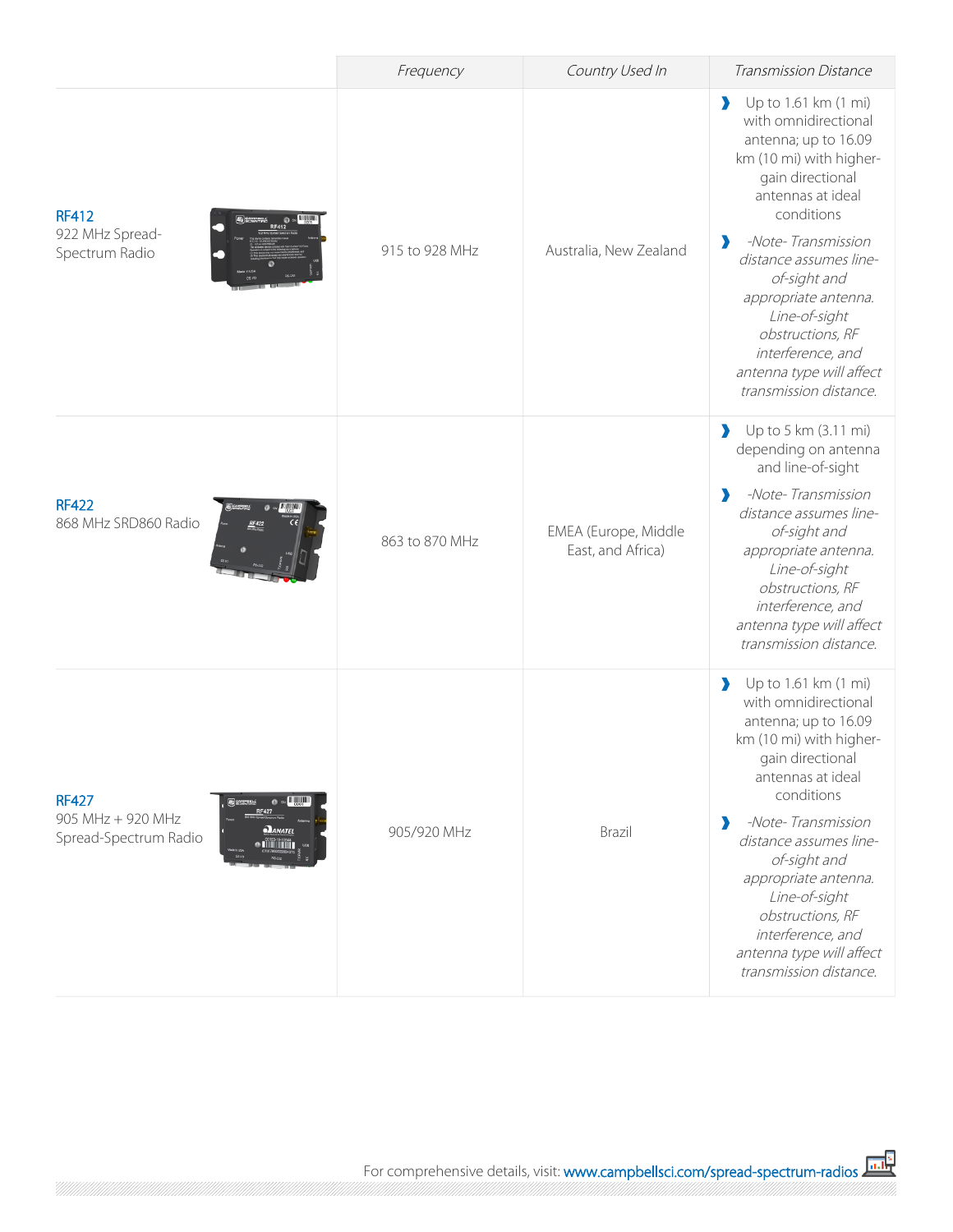| | Frequency | Country Used In | Transmission Distance |
|---|---|---|---|
| **RF412**<br>922 MHz Spread-Spectrum Radio | 915 to 928 MHz | Australia, New Zealand | Up to 1.61 km (1 mi) with omnidirectional antenna; up to 16.09 km (10 mi) with higher-gain directional antennas at ideal conditions<br>*-Note- Transmission distance assumes line-of-sight and appropriate antenna. Line-of-sight obstructions, RF interference, and antenna type will affect transmission distance.* |
| **RF422**<br>868 MHz SRD860 Radio | 863 to 870 MHz | EMEA (Europe, Middle East, and Africa) | Up to 5 km (3.11 mi) depending on antenna and line-of-sight<br>*-Note- Transmission distance assumes line-of-sight and appropriate antenna. Line-of-sight obstructions, RF interference, and antenna type will affect transmission distance.* |
| **RF427**<br>905 MHz + 920 MHz Spread-Spectrum Radio | 905/920 MHz | Brazil | Up to 1.61 km (1 mi) with omnidirectional antenna; up to 16.09 km (10 mi) with higher-gain directional antennas at ideal conditions<br>*-Note- Transmission distance assumes line-of-sight and appropriate antenna. Line-of-sight obstructions, RF interference, and antenna type will affect transmission distance.* |

For comprehensive details, visit: www.campbellsci.com/spread-spectrum-radios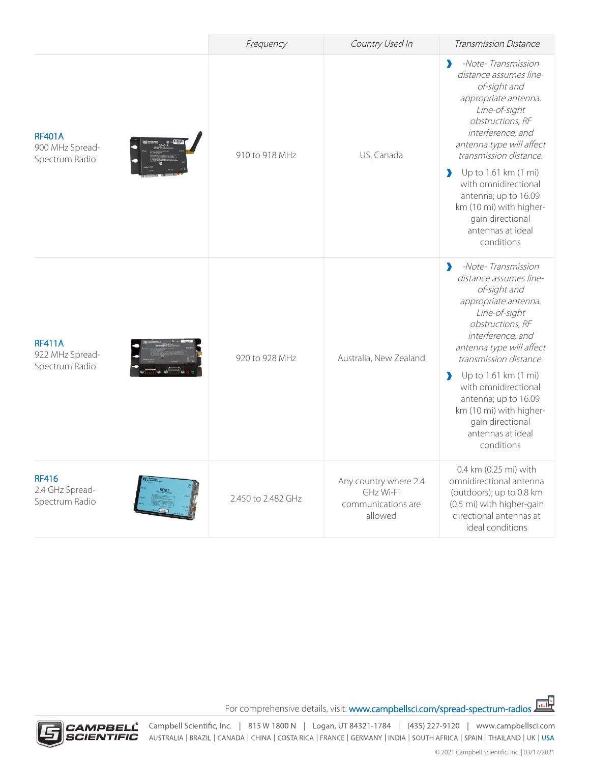| | Frequency | Country Used In | Transmission Distance |
|---|---|---|---|
| RF401A<br>900 MHz Spread-Spectrum Radio | 910 to 918 MHz | US, Canada | *-Note- Transmission distance assumes line-of-sight and appropriate antenna. Line-of-sight obstructions, RF interference, and antenna type will affect transmission distance.*<br>Up to 1.61 km (1 mi) with omnidirectional antenna; up to 16.09 km (10 mi) with higher-gain directional antennas at ideal conditions |
| RF411A<br>922 MHz Spread-Spectrum Radio | 920 to 928 MHz | Australia, New Zealand | *-Note- Transmission distance assumes line-of-sight and appropriate antenna. Line-of-sight obstructions, RF interference, and antenna type will affect transmission distance.*<br>Up to 1.61 km (1 mi) with omnidirectional antenna; up to 16.09 km (10 mi) with higher-gain directional antennas at ideal conditions |
| RF416<br>2.4 GHz Spread-Spectrum Radio | 2.450 to 2.482 GHz | Any country where 2.4 GHz Wi-Fi communications are allowed | 0.4 km (0.25 mi) with omnidirectional antenna (outdoors); up to 0.8 km (0.5 mi) with higher-gain directional antennas at ideal conditions |

For comprehensive details, visit: www.campbellsci.com/spread-spectrum-radios

Campbell Scientific, Inc. | 815 W 1800 N | Logan, UT 84321-1784 | (435) 227-9120 | www.campbellsci.com

AUSTRALIA | BRAZIL | CANADA | CHINA | COSTA RICA | FRANCE | GERMANY | INDIA | SOUTH AFRICA | SPAIN | THAILAND | UK | USA

© 2021 Campbell Scientific, Inc. | 03/17/2021